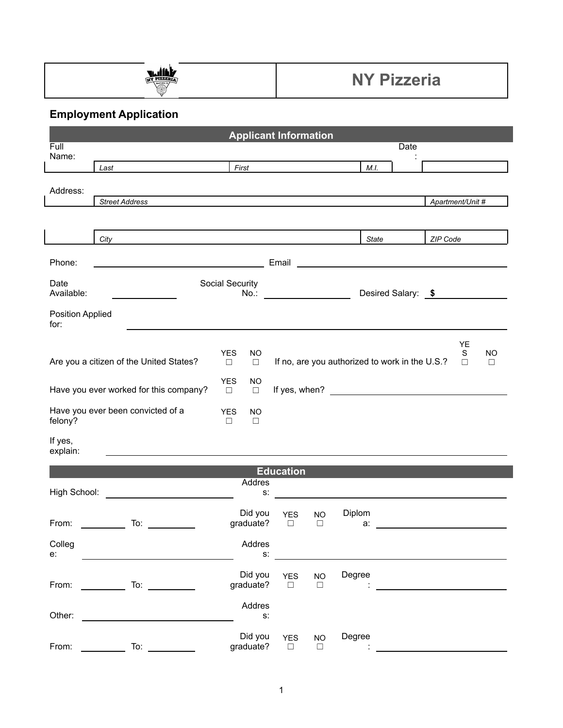# NY Pizzeria

## Employment Application

### Applicant Information

| Full Name: | | | | Date: | |
|---|---|---|---|---|---|
| | *Last* | *First* | *M.I.* | | |

| Address: | | |
|---|---|---|
| | *Street Address* | *Apartment/Unit #* |
| | | |
| | *City* | *State* | *ZIP Code* |

Phone: ______________________ Email ______________________

Date Available: __________ Social Security No.: ______________ Desired Salary: $ ______________

Position Applied for: ______________________________________________

Are you a citizen of the United States? YES ☐ NO ☐ If no, are you authorized to work in the U.S.? YES ☐ NO ☐

Have you ever worked for this company? YES ☐ NO ☐ If yes, when? ______________________

Have you ever been convicted of a felony? YES ☐ NO ☐

If yes, explain: ______________________________________________

### Education

High School: ______________________ Address: ______________________

From: __________ To: __________ Did you graduate? YES ☐ NO ☐ Diploma: ______________________

College: ______________________ Address: ______________________

From: __________ To: __________ Did you graduate? YES ☐ NO ☐ Degree: ______________________

Other: ______________________ Address:

From: __________ To: __________ Did you graduate? YES ☐ NO ☐ Degree: ______________________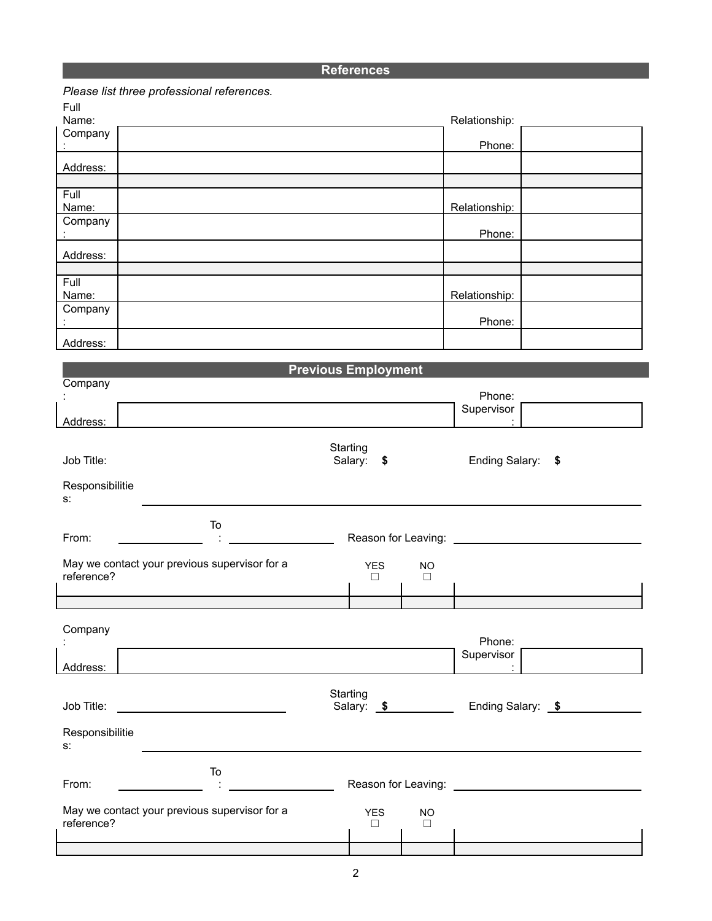## References

*Please list three professional references.*

| | | | |
|---|---|---|---|
| Full Name: | | Relationship: | |
| Company: | | Phone: | |
| Address: | | | |
| | | | |
| Full Name: | | Relationship: | |
| Company: | | Phone: | |
| Address: | | | |
| | | | |
| Full Name: | | Relationship: | |
| Company: | | Phone: | |
| Address: | | | |

## Previous Employment

| | | | |
|---|---|---|---|
| Company: | | Phone: | |
| Address: | | Supervisor: | |

Job Title: ______________ Starting Salary: $ ______________ Ending Salary: $ ______________

Responsibilities: ______________________________________________

From: ______________ To: ______________ Reason for Leaving: ______________

May we contact your previous supervisor for a reference? YES ☐ NO ☐

| | | | |
|---|---|---|---|
| Company: | | Phone: | |
| Address: | | Supervisor: | |

Job Title: ______________ Starting Salary: $ ______________ Ending Salary: $ ______________

Responsibilities: ______________________________________________

From: ______________ To: ______________ Reason for Leaving: ______________

May we contact your previous supervisor for a reference? YES ☐ NO ☐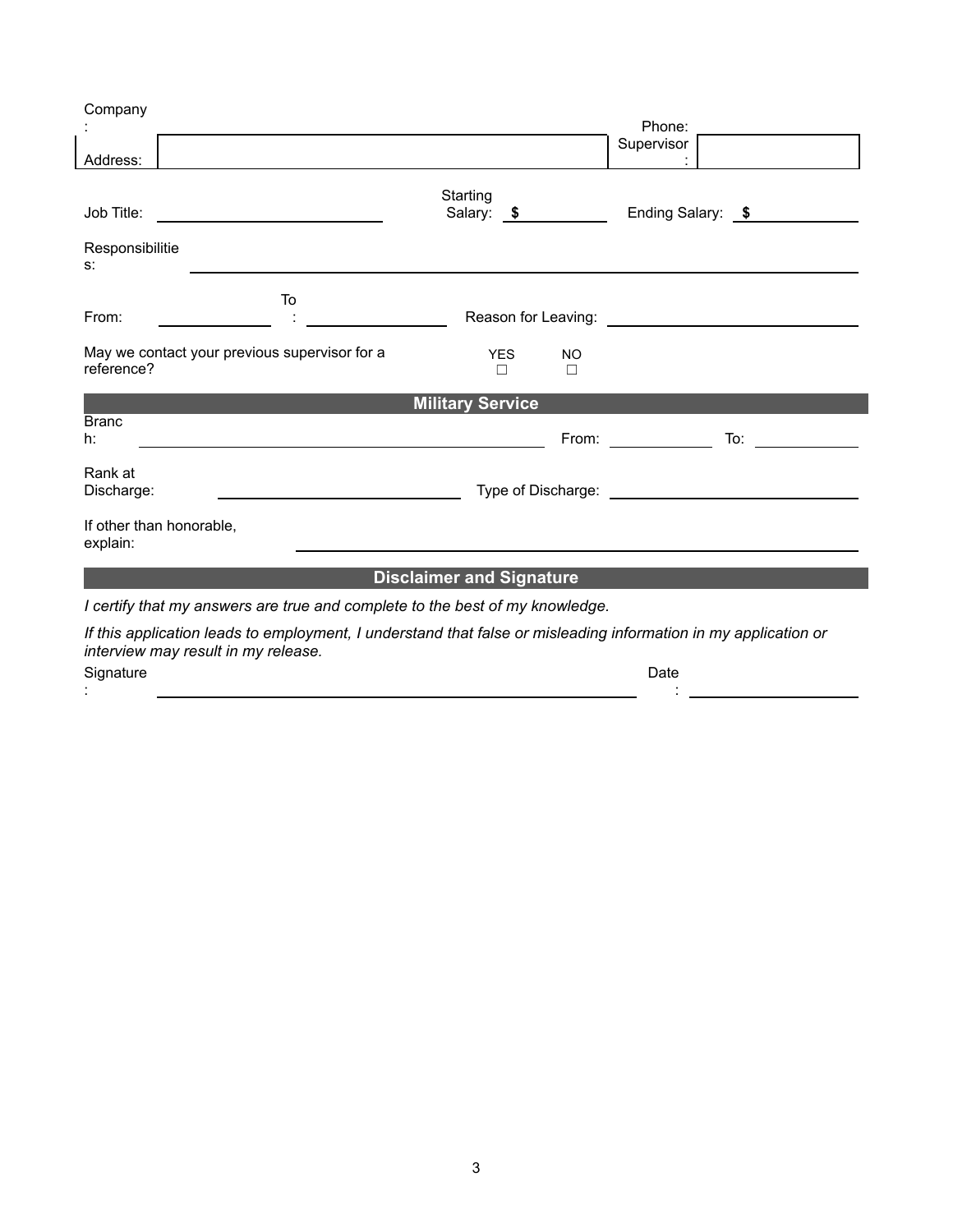Company: ______________________________ Phone: ______________

Address: ______________________________ Supervisor: ______________

Job Title: ______________ Starting Salary: $ ______________ Ending Salary: $ ______________

Responsibilities: ____________________________________________

From: ______________ To: ______________ Reason for Leaving: ______________

May we contact your previous supervisor for a reference? YES ☐ NO ☐

## Military Service

Branch: ______________________________ From: ______________ To: ______________

Rank at Discharge: ______________ Type of Discharge: ______________

If other than honorable, explain: ____________________________________________

## Disclaimer and Signature

*I certify that my answers are true and complete to the best of my knowledge.*

*If this application leads to employment, I understand that false or misleading information in my application or interview may result in my release.*

Signature: ______________________________ Date: ______________